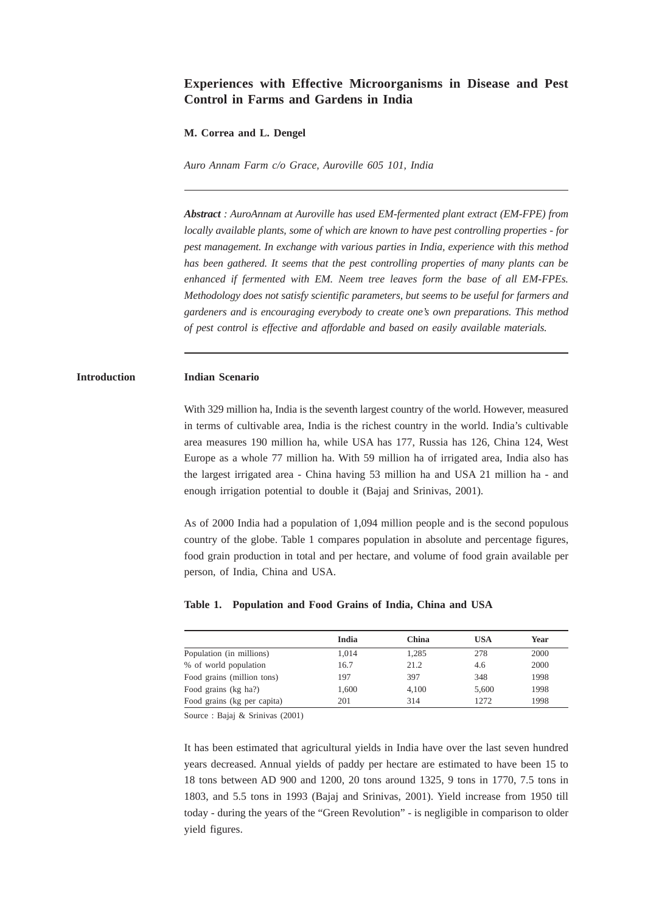# Experiences with Effective Microorganisms in Disease and Pest Control in Farms and Gardens in India

**M. Correa and L. Dengel**

*Auro Annam Farm c/o Grace, Auroville 605 101, India*

---

***Abstract*** *: AuroAnnam at Auroville has used EM-fermented plant extract (EM-FPE) from locally available plants, some of which are known to have pest controlling properties - for pest management. In exchange with various parties in India, experience with this method has been gathered. It seems that the pest controlling properties of many plants can be enhanced if fermented with EM. Neem tree leaves form the base of all EM-FPEs. Methodology does not satisfy scientific parameters, but seems to be useful for farmers and gardeners and is encouraging everybody to create one's own preparations. This method of pest control is effective and affordable and based on easily available materials.*

---

## Introduction

### Indian Scenario

With 329 million ha, India is the seventh largest country of the world. However, measured in terms of cultivable area, India is the richest country in the world. India's cultivable area measures 190 million ha, while USA has 177, Russia has 126, China 124, West Europe as a whole 77 million ha. With 59 million ha of irrigated area, India also has the largest irrigated area - China having 53 million ha and USA 21 million ha - and enough irrigation potential to double it (Bajaj and Srinivas, 2001).

As of 2000 India had a population of 1,094 million people and is the second populous country of the globe. Table 1 compares population in absolute and percentage figures, food grain production in total and per hectare, and volume of food grain available per person, of India, China and USA.

**Table 1. Population and Food Grains of India, China and USA**

| | India | China | USA | Year |
|---|---|---|---|---|
| Population (in millions) | 1,014 | 1,285 | 278 | 2000 |
| % of world population | 16.7 | 21.2 | 4.6 | 2000 |
| Food grains (million tons) | 197 | 397 | 348 | 1998 |
| Food grains (kg ha?) | 1,600 | 4,100 | 5,600 | 1998 |
| Food grains (kg per capita) | 201 | 314 | 1272 | 1998 |

Source : Bajaj & Srinivas (2001)

It has been estimated that agricultural yields in India have over the last seven hundred years decreased. Annual yields of paddy per hectare are estimated to have been 15 to 18 tons between AD 900 and 1200, 20 tons around 1325, 9 tons in 1770, 7.5 tons in 1803, and 5.5 tons in 1993 (Bajaj and Srinivas, 2001). Yield increase from 1950 till today - during the years of the "Green Revolution" - is negligible in comparison to older yield figures.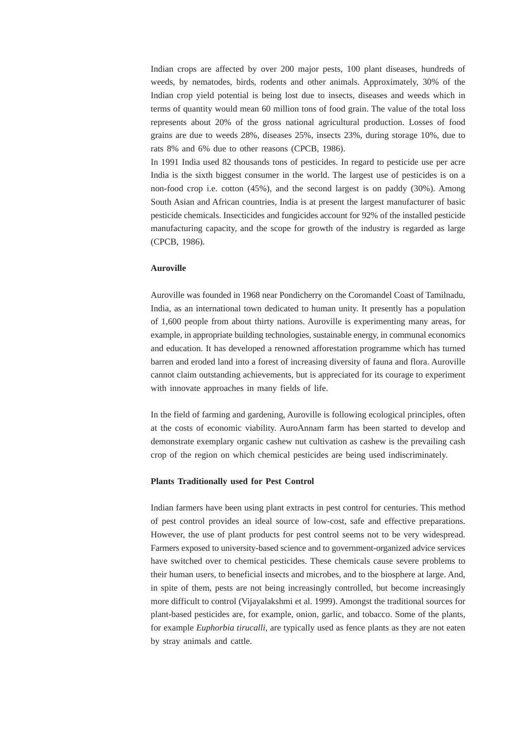Indian crops are affected by over 200 major pests, 100 plant diseases, hundreds of weeds, by nematodes, birds, rodents and other animals. Approximately, 30% of the Indian crop yield potential is being lost due to insects, diseases and weeds which in terms of quantity would mean 60 million tons of food grain. The value of the total loss represents about 20% of the gross national agricultural production. Losses of food grains are due to weeds 28%, diseases 25%, insects 23%, during storage 10%, due to rats 8% and 6% due to other reasons (CPCB, 1986).

In 1991 India used 82 thousands tons of pesticides. In regard to pesticide use per acre India is the sixth biggest consumer in the world. The largest use of pesticides is on a non-food crop i.e. cotton (45%), and the second largest is on paddy (30%). Among South Asian and African countries, India is at present the largest manufacturer of basic pesticide chemicals. Insecticides and fungicides account for 92% of the installed pesticide manufacturing capacity, and the scope for growth of the industry is regarded as large (CPCB, 1986).

**Auroville**

Auroville was founded in 1968 near Pondicherry on the Coromandel Coast of Tamilnadu, India, as an international town dedicated to human unity. It presently has a population of 1,600 people from about thirty nations. Auroville is experimenting many areas, for example, in appropriate building technologies, sustainable energy, in communal economics and education. It has developed a renowned afforestation programme which has turned barren and eroded land into a forest of increasing diversity of fauna and flora. Auroville cannot claim outstanding achievements, but is appreciated for its courage to experiment with innovate approaches in many fields of life.

In the field of farming and gardening, Auroville is following ecological principles, often at the costs of economic viability. AuroAnnam farm has been started to develop and demonstrate exemplary organic cashew nut cultivation as cashew is the prevailing cash crop of the region on which chemical pesticides are being used indiscriminately.

**Plants Traditionally used for Pest Control**

Indian farmers have been using plant extracts in pest control for centuries. This method of pest control provides an ideal source of low-cost, safe and effective preparations. However, the use of plant products for pest control seems not to be very widespread. Farmers exposed to university-based science and to government-organized advice services have switched over to chemical pesticides. These chemicals cause severe problems to their human users, to beneficial insects and microbes, and to the biosphere at large. And, in spite of them, pests are not being increasingly controlled, but become increasingly more difficult to control (Vijayalakshmi et al. 1999). Amongst the traditional sources for plant-based pesticides are, for example, onion, garlic, and tobacco. Some of the plants, for example *Euphorbia tirucalli,* are typically used as fence plants as they are not eaten by stray animals and cattle.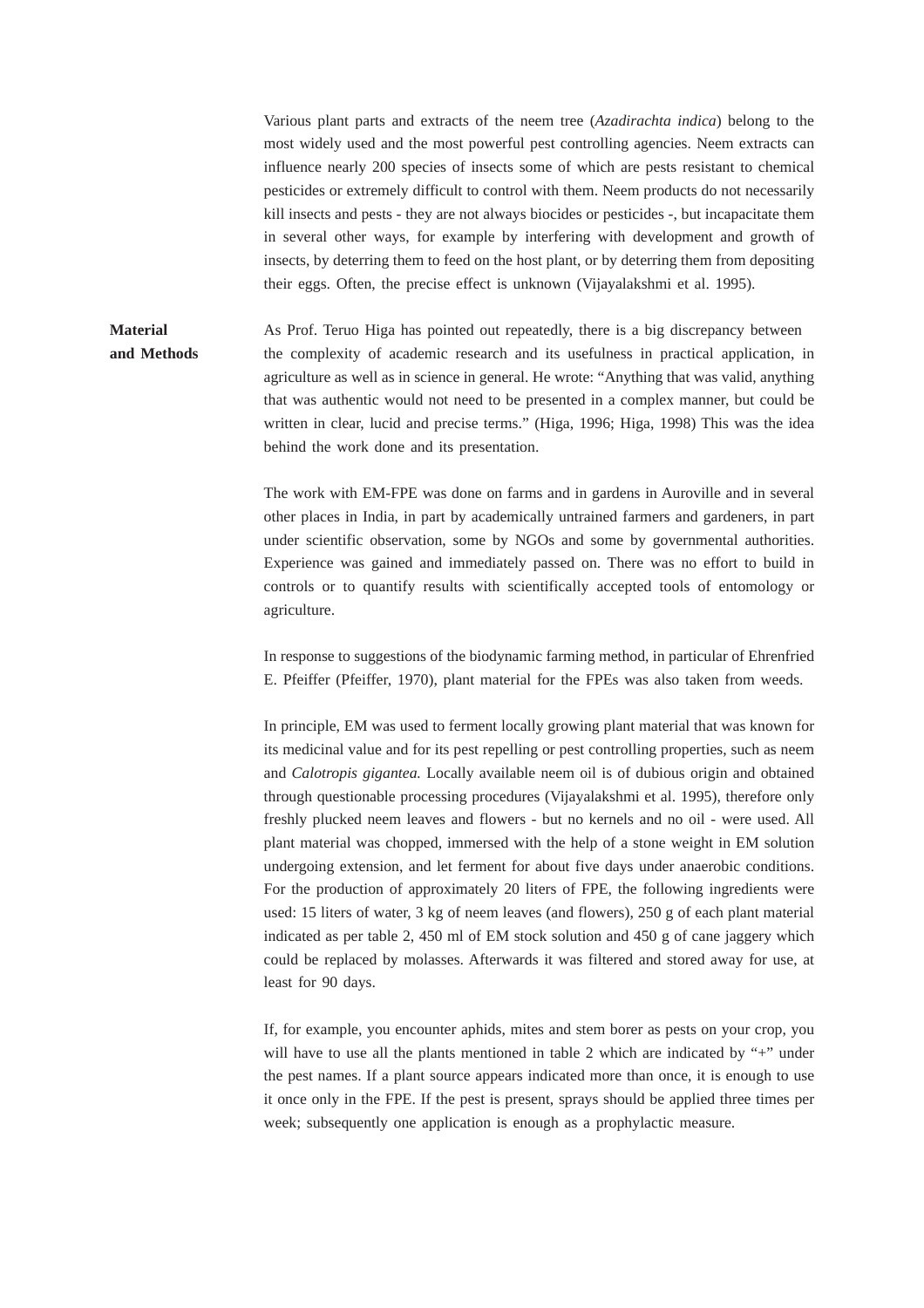Various plant parts and extracts of the neem tree (*Azadirachta indica*) belong to the most widely used and the most powerful pest controlling agencies. Neem extracts can influence nearly 200 species of insects some of which are pests resistant to chemical pesticides or extremely difficult to control with them. Neem products do not necessarily kill insects and pests - they are not always biocides or pesticides -, but incapacitate them in several other ways, for example by interfering with development and growth of insects, by deterring them to feed on the host plant, or by deterring them from depositing their eggs. Often, the precise effect is unknown (Vijayalakshmi et al. 1995).

## Material and Methods

As Prof. Teruo Higa has pointed out repeatedly, there is a big discrepancy between the complexity of academic research and its usefulness in practical application, in agriculture as well as in science in general. He wrote: "Anything that was valid, anything that was authentic would not need to be presented in a complex manner, but could be written in clear, lucid and precise terms." (Higa, 1996; Higa, 1998) This was the idea behind the work done and its presentation.

The work with EM-FPE was done on farms and in gardens in Auroville and in several other places in India, in part by academically untrained farmers and gardeners, in part under scientific observation, some by NGOs and some by governmental authorities. Experience was gained and immediately passed on. There was no effort to build in controls or to quantify results with scientifically accepted tools of entomology or agriculture.

In response to suggestions of the biodynamic farming method, in particular of Ehrenfried E. Pfeiffer (Pfeiffer, 1970), plant material for the FPEs was also taken from weeds.

In principle, EM was used to ferment locally growing plant material that was known for its medicinal value and for its pest repelling or pest controlling properties, such as neem and *Calotropis gigantea.* Locally available neem oil is of dubious origin and obtained through questionable processing procedures (Vijayalakshmi et al. 1995), therefore only freshly plucked neem leaves and flowers - but no kernels and no oil - were used. All plant material was chopped, immersed with the help of a stone weight in EM solution undergoing extension, and let ferment for about five days under anaerobic conditions. For the production of approximately 20 liters of FPE, the following ingredients were used: 15 liters of water, 3 kg of neem leaves (and flowers), 250 g of each plant material indicated as per table 2, 450 ml of EM stock solution and 450 g of cane jaggery which could be replaced by molasses. Afterwards it was filtered and stored away for use, at least for 90 days.

If, for example, you encounter aphids, mites and stem borer as pests on your crop, you will have to use all the plants mentioned in table 2 which are indicated by "+" under the pest names. If a plant source appears indicated more than once, it is enough to use it once only in the FPE. If the pest is present, sprays should be applied three times per week; subsequently one application is enough as a prophylactic measure.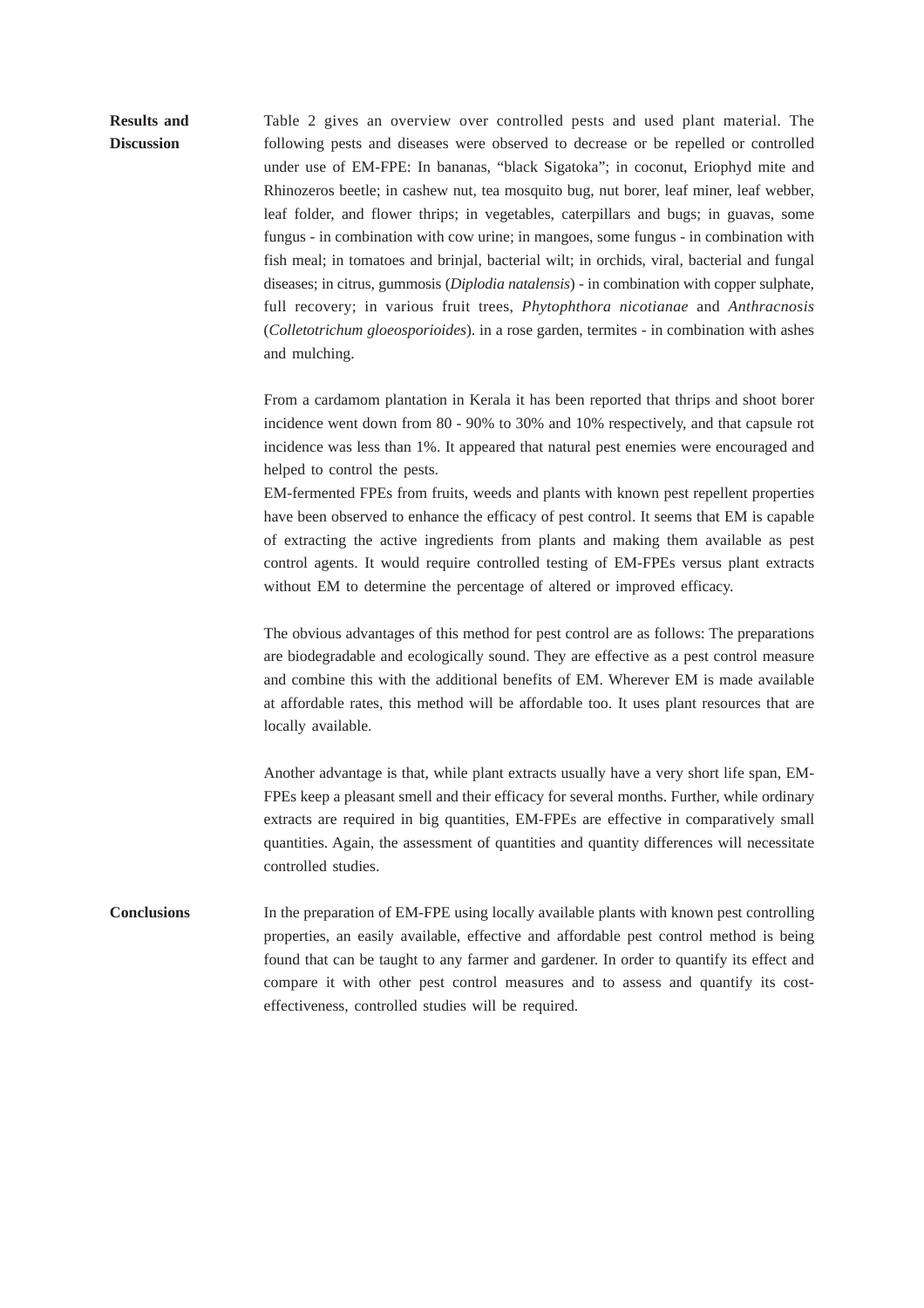## Results and Discussion

Table 2 gives an overview over controlled pests and used plant material. The following pests and diseases were observed to decrease or be repelled or controlled under use of EM-FPE: In bananas, "black Sigatoka"; in coconut, Eriophyd mite and Rhinozeros beetle; in cashew nut, tea mosquito bug, nut borer, leaf miner, leaf webber, leaf folder, and flower thrips; in vegetables, caterpillars and bugs; in guavas, some fungus - in combination with cow urine; in mangoes, some fungus - in combination with fish meal; in tomatoes and brinjal, bacterial wilt; in orchids, viral, bacterial and fungal diseases; in citrus, gummosis (*Diplodia natalensis*) - in combination with copper sulphate, full recovery; in various fruit trees, *Phytophthora nicotianae* and *Anthracnosis* (*Colletotrichum gloeosporioides*). in a rose garden, termites - in combination with ashes and mulching.

From a cardamom plantation in Kerala it has been reported that thrips and shoot borer incidence went down from 80 - 90% to 30% and 10% respectively, and that capsule rot incidence was less than 1%. It appeared that natural pest enemies were encouraged and helped to control the pests.

EM-fermented FPEs from fruits, weeds and plants with known pest repellent properties have been observed to enhance the efficacy of pest control. It seems that EM is capable of extracting the active ingredients from plants and making them available as pest control agents. It would require controlled testing of EM-FPEs versus plant extracts without EM to determine the percentage of altered or improved efficacy.

The obvious advantages of this method for pest control are as follows: The preparations are biodegradable and ecologically sound. They are effective as a pest control measure and combine this with the additional benefits of EM. Wherever EM is made available at affordable rates, this method will be affordable too. It uses plant resources that are locally available.

Another advantage is that, while plant extracts usually have a very short life span, EM-FPEs keep a pleasant smell and their efficacy for several months. Further, while ordinary extracts are required in big quantities, EM-FPEs are effective in comparatively small quantities. Again, the assessment of quantities and quantity differences will necessitate controlled studies.

## Conclusions

In the preparation of EM-FPE using locally available plants with known pest controlling properties, an easily available, effective and affordable pest control method is being found that can be taught to any farmer and gardener. In order to quantify its effect and compare it with other pest control measures and to assess and quantify its cost-effectiveness, controlled studies will be required.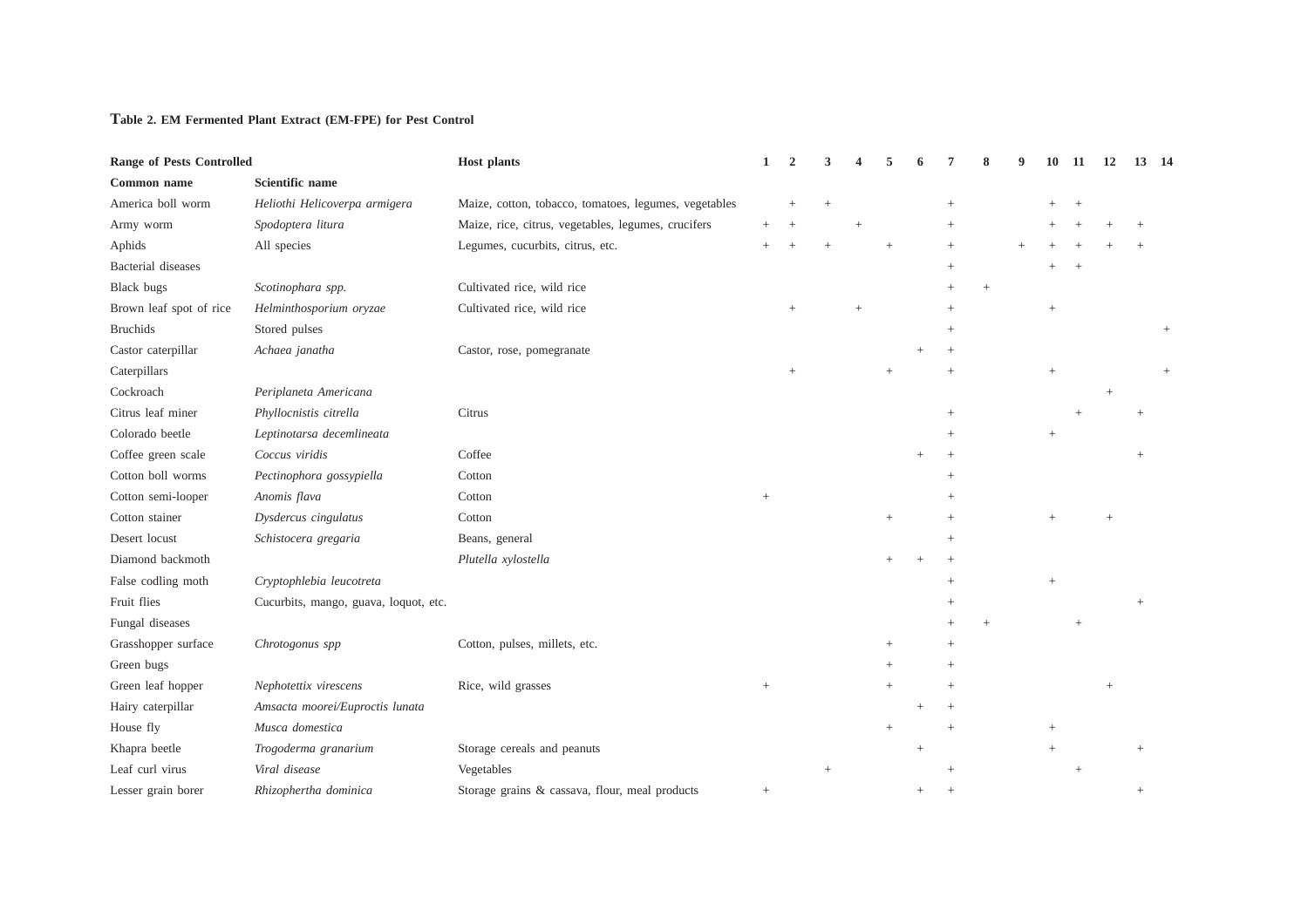**Table 2. EM Fermented Plant Extract (EM-FPE) for Pest Control**

| **Range of Pests Controlled** | | **Host plants** | **1** | **2** | **3** | **4** | **5** | **6** | **7** | **8** | **9** | **10** | **11** | **12** | **13** | **14** |
|---|---|---|---|---|---|---|---|---|---|---|---|---|---|---|---|---|
| **Common name** | **Scientific name** | | | | | | | | | | | | | | | |
| America boll worm | *Heliothi Helicoverpa armigera* | Maize, cotton, tobacco, tomatoes, legumes, vegetables | | + | + | | | | + | | | + | + | | | |
| Army worm | *Spodoptera litura* | Maize, rice, citrus, vegetables, legumes, crucifers | + | + | | + | | | + | | | + | + | + | + | |
| Aphids | All species | Legumes, cucurbits, citrus, etc. | + | + | + | | + | | + | | + | + | + | + | + | |
| Bacterial diseases | | | | | | | | | + | | | + | + | | | |
| Black bugs | *Scotinophara spp.* | Cultivated rice, wild rice | | | | | | | + | + | | | | | | |
| Brown leaf spot of rice | *Helminthosporium oryzae* | Cultivated rice, wild rice | | + | | + | | | + | | | + | | | | |
| Bruchids | Stored pulses | | | | | | | | + | | | | | | | + |
| Castor caterpillar | *Achaea janatha* | Castor, rose, pomegranate | | | | | | + | + | | | | | | | |
| Caterpillars | | | | + | | | + | | + | | | + | | | | + |
| Cockroach | *Periplaneta Americana* | | | | | | | | | | | | | + | | |
| Citrus leaf miner | *Phyllocnistis citrella* | Citrus | | | | | | | + | | | | + | | + | |
| Colorado beetle | *Leptinotarsa decemlineata* | | | | | | | | + | | | + | | | | |
| Coffee green scale | *Coccus viridis* | Coffee | | | | | | + | + | | | | | | + | |
| Cotton boll worms | *Pectinophora gossypiella* | Cotton | | | | | | | + | | | | | | | |
| Cotton semi-looper | *Anomis flava* | Cotton | + | | | | | | + | | | | | | | |
| Cotton stainer | *Dysdercus cingulatus* | Cotton | | | | | + | | + | | | + | | + | | |
| Desert locust | *Schistocera gregaria* | Beans, general | | | | | | | + | | | | | | | |
| Diamond backmoth | | *Plutella xylostella* | | | | | + | + | + | | | | | | | |
| False codling moth | *Cryptophlebia leucotreta* | | | | | | | | + | | | + | | | | |
| Fruit flies | Cucurbits, mango, guava, loquot, etc. | | | | | | | | + | | | | | | + | |
| Fungal diseases | | | | | | | | | + | + | | | + | | | |
| Grasshopper surface | *Chrotogonus spp* | Cotton, pulses, millets, etc. | | | | | + | | + | | | | | | | |
| Green bugs | | | | | | | + | | + | | | | | | | |
| Green leaf hopper | *Nephotettix virescens* | Rice, wild grasses | + | | | | + | | + | | | | | + | | |
| Hairy caterpillar | *Amsacta moorei/Euproctis lunata* | | | | | | | + | + | | | | | | | |
| House fly | *Musca domestica* | | | | | | + | | + | | | + | | | | |
| Khapra beetle | *Trogoderma granarium* | Storage cereals and peanuts | | | | | | + | | | | + | | | + | |
| Leaf curl virus | *Viral disease* | Vegetables | | | + | | | | + | | | | + | | | |
| Lesser grain borer | *Rhizophertha dominica* | Storage grains & cassava, flour, meal products | + | | | | | + | + | | | | | | + | |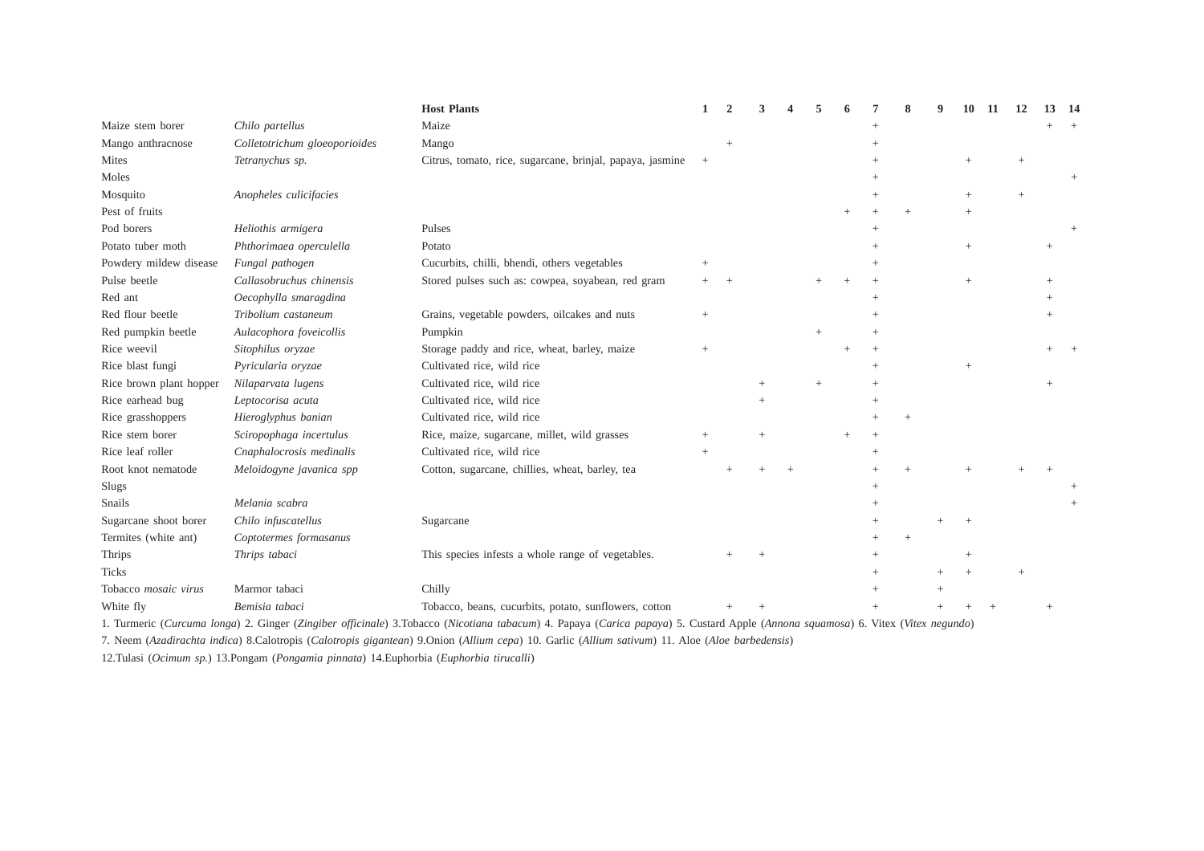| | | Host Plants | 1 | 2 | 3 | 4 | 5 | 6 | 7 | 8 | 9 | 10 | 11 | 12 | 13 | 14 |
|---|---|---|---|---|---|---|---|---|---|---|---|---|---|---|---|---|
| Maize stem borer | *Chilo partellus* | Maize | | | | | | | + | | | | | | + | + |
| Mango anthracnose | *Colletotrichum gloeoporioides* | Mango | | + | | | | | + | | | | | | | |
| Mites | *Tetranychus sp.* | Citrus, tomato, rice, sugarcane, brinjal, papaya, jasmine | + | | | | | | + | | | + | | + | | |
| Moles | | | | | | | | | + | | | | | | | + |
| Mosquito | *Anopheles culicifacies* | | | | | | | | + | | | + | | + | | |
| Pest of fruits | | | | | | | | + | + | + | | + | | | | |
| Pod borers | *Heliothis armigera* | Pulses | | | | | | | + | | | | | | | + |
| Potato tuber moth | *Phthorimaea operculella* | Potato | | | | | | | + | | | + | | | + | |
| Powdery mildew disease | *Fungal pathogen* | Cucurbits, chilli, bhendi, others vegetables | + | | | | | | + | | | | | | | |
| Pulse beetle | *Callasobruchus chinensis* | Stored pulses such as: cowpea, soyabean, red gram | + | + | | | + | + | + | | | + | | | + | |
| Red ant | *Oecophylla smaragdina* | | | | | | | | + | | | | | | + | |
| Red flour beetle | *Tribolium castaneum* | Grains, vegetable powders, oilcakes and nuts | + | | | | | | + | | | | | | + | |
| Red pumpkin beetle | *Aulacophora foveicollis* | Pumpkin | | | | | + | | + | | | | | | | |
| Rice weevil | *Sitophilus oryzae* | Storage paddy and rice, wheat, barley, maize | + | | | | | + | + | | | | | | + | + |
| Rice blast fungi | *Pyricularia oryzae* | Cultivated rice, wild rice | | | | | | | + | | | + | | | | |
| Rice brown plant hopper | *Nilaparvata lugens* | Cultivated rice, wild rice | | | + | | + | | + | | | | | | + | |
| Rice earhead bug | *Leptocorisa acuta* | Cultivated rice, wild rice | | | + | | | | + | | | | | | | |
| Rice grasshoppers | *Hieroglyphus banian* | Cultivated rice, wild rice | | | | | | | + | + | | | | | | |
| Rice stem borer | *Sciropophaga incertulus* | Rice, maize, sugarcane, millet, wild grasses | + | | + | | | + | + | | | | | | | |
| Rice leaf roller | *Cnaphalocrosis medinalis* | Cultivated rice, wild rice | + | | | | | | + | | | | | | | |
| Root knot nematode | *Meloidogyne javanica spp* | Cotton, sugarcane, chillies, wheat, barley, tea | | + | + | + | | | + | + | | + | | + | + | |
| Slugs | | | | | | | | | + | | | | | | | + |
| Snails | *Melania scabra* | | | | | | | | + | | | | | | | + |
| Sugarcane shoot borer | *Chilo infuscatellus* | Sugarcane | | | | | | | + | | + | + | | | | |
| Termites (white ant) | *Coptotermes formasanus* | | | | | | | | + | + | | | | | | |
| Thrips | *Thrips tabaci* | This species infests a whole range of vegetables. | | + | + | | | | + | | | + | | | | |
| Ticks | | | | | | | | | + | | + | + | | + | | |
| Tobacco *mosaic virus* | Marmor tabaci | Chilly | | | | | | | + | | + | | | | | |
| White fly | *Bemisia tabaci* | Tobacco, beans, cucurbits, potato, sunflowers, cotton | | + | + | | | | + | | + | + | + | | + | |

1. Turmeric (*Curcuma longa*) 2. Ginger (*Zingiber officinale*) 3.Tobacco (*Nicotiana tabacum*) 4. Papaya (*Carica papaya*) 5. Custard Apple (*Annona squamosa*) 6. Vitex (*Vitex negundo*) 7. Neem (*Azadirachta indica*) 8.Calotropis (*Calotropis gigantean*) 9.Onion (*Allium cepa*) 10. Garlic (*Allium sativum*) 11. Aloe (*Aloe barbedensis*) 12.Tulasi (*Ocimum sp.*) 13.Pongam (*Pongamia pinnata*) 14.Euphorbia (*Euphorbia tirucalli*)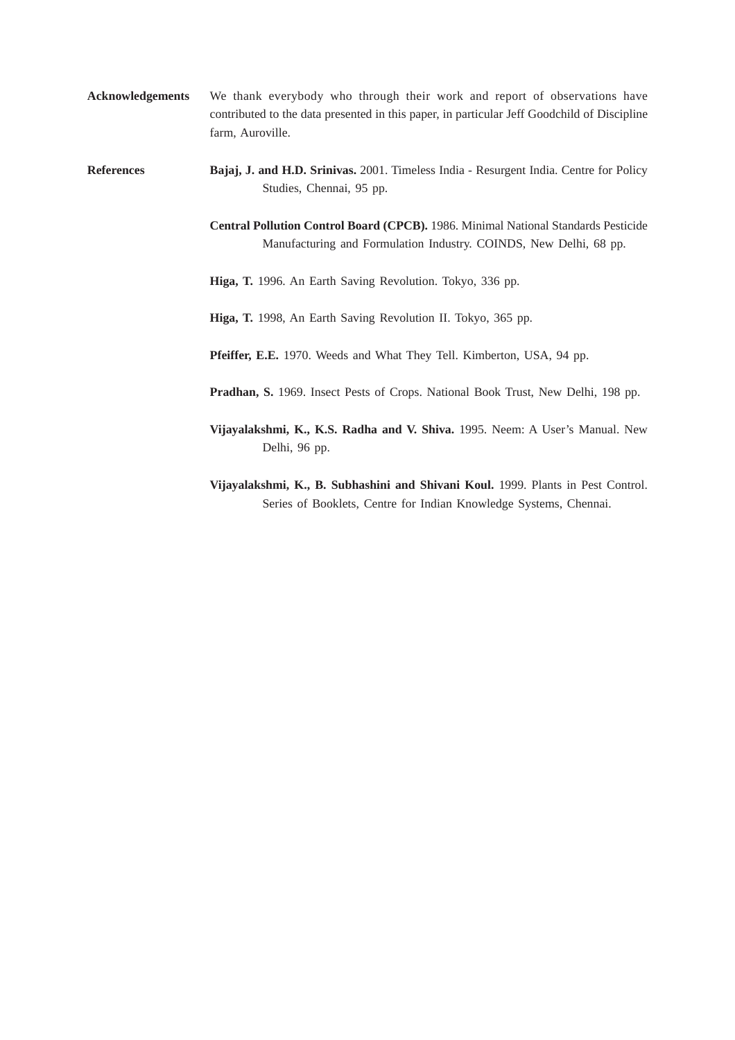## Acknowledgements

We thank everybody who through their work and report of observations have contributed to the data presented in this paper, in particular Jeff Goodchild of Discipline farm, Auroville.

## References

**Bajaj, J. and H.D. Srinivas.** 2001. Timeless India - Resurgent India. Centre for Policy Studies, Chennai, 95 pp.

**Central Pollution Control Board (CPCB).** 1986. Minimal National Standards Pesticide Manufacturing and Formulation Industry. COINDS, New Delhi, 68 pp.

**Higa, T.** 1996. An Earth Saving Revolution. Tokyo, 336 pp.

**Higa, T.** 1998, An Earth Saving Revolution II. Tokyo, 365 pp.

**Pfeiffer, E.E.** 1970. Weeds and What They Tell. Kimberton, USA, 94 pp.

**Pradhan, S.** 1969. Insect Pests of Crops. National Book Trust, New Delhi, 198 pp.

**Vijayalakshmi, K., K.S. Radha and V. Shiva.** 1995. Neem: A User's Manual. New Delhi, 96 pp.

**Vijayalakshmi, K., B. Subhashini and Shivani Koul.** 1999. Plants in Pest Control. Series of Booklets, Centre for Indian Knowledge Systems, Chennai.